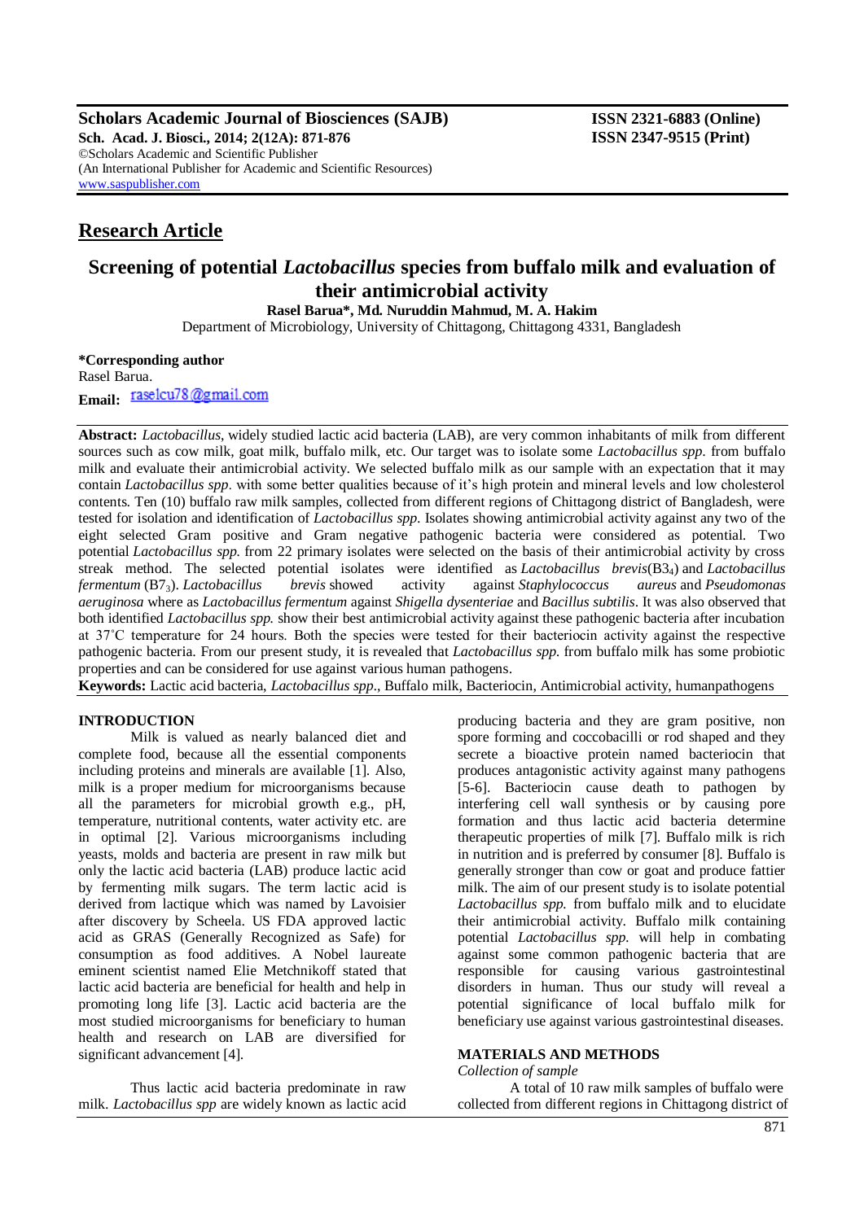**Scholars Academic Journal of Biosciences (SAJB)**
**ISSN 2321-6883 (Online)**
**ISSN 2347-9515 (Print)**
**Sch. Acad. J. Biosci., 2014; 2(12A): 871-876**
©Scholars Academic and Scientific Publisher
(An International Publisher for Academic and Scientific Resources)
www.saspublisher.com

## Research Article

# Screening of potential *Lactobacillus* species from buffalo milk and evaluation of their antimicrobial activity

**Rasel Barua\*, Md. Nuruddin Mahmud, M. A. Hakim**

Department of Microbiology, University of Chittagong, Chittagong 4331, Bangladesh

**\*Corresponding author**
Rasel Barua.
**Email:** raselcu78@gmail.com

**Abstract:** *Lactobacillus*, widely studied lactic acid bacteria (LAB), are very common inhabitants of milk from different sources such as cow milk, goat milk, buffalo milk, etc. Our target was to isolate some *Lactobacillus spp.* from buffalo milk and evaluate their antimicrobial activity. We selected buffalo milk as our sample with an expectation that it may contain *Lactobacillus spp.* with some better qualities because of it's high protein and mineral levels and low cholesterol contents. Ten (10) buffalo raw milk samples, collected from different regions of Chittagong district of Bangladesh, were tested for isolation and identification of *Lactobacillus spp.* Isolates showing antimicrobial activity against any two of the eight selected Gram positive and Gram negative pathogenic bacteria were considered as potential. Two potential *Lactobacillus spp.* from 22 primary isolates were selected on the basis of their antimicrobial activity by cross streak method. The selected potential isolates were identified as *Lactobacillus brevis*($B3_4$) and *Lactobacillus fermentum* ($B7_3$). *Lactobacillus brevis* showed activity against *Staphylococcus aureus* and *Pseudomonas aeruginosa* where as *Lactobacillus fermentum* against *Shigella dysenteriae* and *Bacillus subtilis*. It was also observed that both identified *Lactobacillus spp.* show their best antimicrobial activity against these pathogenic bacteria after incubation at 37˚C temperature for 24 hours. Both the species were tested for their bacteriocin activity against the respective pathogenic bacteria. From our present study, it is revealed that *Lactobacillus spp.* from buffalo milk has some probiotic properties and can be considered for use against various human pathogens.

**Keywords:** Lactic acid bacteria, *Lactobacillus spp*., Buffalo milk, Bacteriocin, Antimicrobial activity, humanpathogens

## INTRODUCTION

Milk is valued as nearly balanced diet and complete food, because all the essential components including proteins and minerals are available [1]. Also, milk is a proper medium for microorganisms because all the parameters for microbial growth e.g., pH, temperature, nutritional contents, water activity etc. are in optimal [2]. Various microorganisms including yeasts, molds and bacteria are present in raw milk but only the lactic acid bacteria (LAB) produce lactic acid by fermenting milk sugars. The term lactic acid is derived from lactique which was named by Lavoisier after discovery by Scheela. US FDA approved lactic acid as GRAS (Generally Recognized as Safe) for consumption as food additives. A Nobel laureate eminent scientist named Elie Metchnikoff stated that lactic acid bacteria are beneficial for health and help in promoting long life [3]. Lactic acid bacteria are the most studied microorganisms for beneficiary to human health and research on LAB are diversified for significant advancement [4].

Thus lactic acid bacteria predominate in raw milk. *Lactobacillus spp* are widely known as lactic acid producing bacteria and they are gram positive, non spore forming and coccobacilli or rod shaped and they secrete a bioactive protein named bacteriocin that produces antagonistic activity against many pathogens [5-6]. Bacteriocin cause death to pathogen by interfering cell wall synthesis or by causing pore formation and thus lactic acid bacteria determine therapeutic properties of milk [7]. Buffalo milk is rich in nutrition and is preferred by consumer [8]. Buffalo is generally stronger than cow or goat and produce fattier milk. The aim of our present study is to isolate potential *Lactobacillus spp.* from buffalo milk and to elucidate their antimicrobial activity. Buffalo milk containing potential *Lactobacillus spp.* will help in combating against some common pathogenic bacteria that are responsible for causing various gastrointestinal disorders in human. Thus our study will reveal a potential significance of local buffalo milk for beneficiary use against various gastrointestinal diseases.

## MATERIALS AND METHODS

*Collection of sample*

A total of 10 raw milk samples of buffalo were collected from different regions in Chittagong district of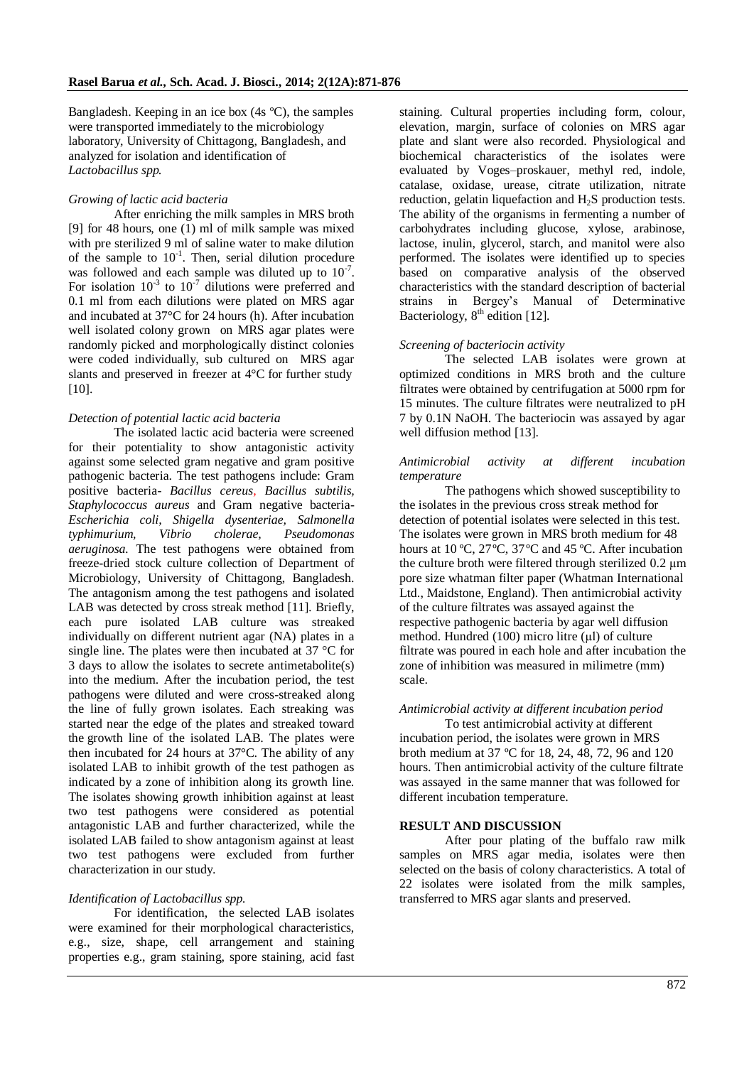Bangladesh. Keeping in an ice box (4s ºC), the samples were transported immediately to the microbiology laboratory, University of Chittagong, Bangladesh, and analyzed for isolation and identification of *Lactobacillus spp.*

*Growing of lactic acid bacteria*

After enriching the milk samples in MRS broth [9] for 48 hours, one (1) ml of milk sample was mixed with pre sterilized 9 ml of saline water to make dilution of the sample to $10^{-1}$. Then, serial dilution procedure was followed and each sample was diluted up to $10^{-7}$. For isolation $10^{-3}$ to $10^{-7}$ dilutions were preferred and 0.1 ml from each dilutions were plated on MRS agar and incubated at 37°C for 24 hours (h). After incubation well isolated colony grown on MRS agar plates were randomly picked and morphologically distinct colonies were coded individually, sub cultured on MRS agar slants and preserved in freezer at 4°C for further study [10].

*Detection of potential lactic acid bacteria*

The isolated lactic acid bacteria were screened for their potentiality to show antagonistic activity against some selected gram negative and gram positive pathogenic bacteria. The test pathogens include: Gram positive bacteria- *Bacillus cereus, Bacillus subtilis, Staphylococcus aureus* and Gram negative bacteria- *Escherichia coli, Shigella dysenteriae, Salmonella typhimurium, Vibrio cholerae, Pseudomonas aeruginosa.* The test pathogens were obtained from freeze-dried stock culture collection of Department of Microbiology, University of Chittagong, Bangladesh. The antagonism among the test pathogens and isolated LAB was detected by cross streak method [11]. Briefly, each pure isolated LAB culture was streaked individually on different nutrient agar (NA) plates in a single line. The plates were then incubated at 37 °C for 3 days to allow the isolates to secrete antimetabolite(s) into the medium. After the incubation period, the test pathogens were diluted and were cross-streaked along the line of fully grown isolates. Each streaking was started near the edge of the plates and streaked toward the growth line of the isolated LAB. The plates were then incubated for 24 hours at 37°C. The ability of any isolated LAB to inhibit growth of the test pathogen as indicated by a zone of inhibition along its growth line. The isolates showing growth inhibition against at least two test pathogens were considered as potential antagonistic LAB and further characterized, while the isolated LAB failed to show antagonism against at least two test pathogens were excluded from further characterization in our study.

*Identification of Lactobacillus spp.*

For identification, the selected LAB isolates were examined for their morphological characteristics, e.g., size, shape, cell arrangement and staining properties e.g., gram staining, spore staining, acid fast staining. Cultural properties including form, colour, elevation, margin, surface of colonies on MRS agar plate and slant were also recorded. Physiological and biochemical characteristics of the isolates were evaluated by Voges–proskauer, methyl red, indole, catalase, oxidase, urease, citrate utilization, nitrate reduction, gelatin liquefaction and $H_2S$ production tests. The ability of the organisms in fermenting a number of carbohydrates including glucose, xylose, arabinose, lactose, inulin, glycerol, starch, and manitol were also performed. The isolates were identified up to species based on comparative analysis of the observed characteristics with the standard description of bacterial strains in Bergey's Manual of Determinative Bacteriology, 8th edition [12].

*Screening of bacteriocin activity*

The selected LAB isolates were grown at optimized conditions in MRS broth and the culture filtrates were obtained by centrifugation at 5000 rpm for 15 minutes. The culture filtrates were neutralized to pH 7 by 0.1N NaOH. The bacteriocin was assayed by agar well diffusion method [13].

*Antimicrobial activity at different incubation temperature*

The pathogens which showed susceptibility to the isolates in the previous cross streak method for detection of potential isolates were selected in this test. The isolates were grown in MRS broth medium for 48 hours at 10 ºC, 27ºC, 37ºC and 45 ºC. After incubation the culture broth were filtered through sterilized 0.2 μm pore size whatman filter paper (Whatman International Ltd., Maidstone, England). Then antimicrobial activity of the culture filtrates was assayed against the respective pathogenic bacteria by agar well diffusion method. Hundred (100) micro litre (μl) of culture filtrate was poured in each hole and after incubation the zone of inhibition was measured in milimetre (mm) scale.

*Antimicrobial activity at different incubation period*

To test antimicrobial activity at different incubation period, the isolates were grown in MRS broth medium at 37 ºC for 18, 24, 48, 72, 96 and 120 hours. Then antimicrobial activity of the culture filtrate was assayed in the same manner that was followed for different incubation temperature.

## RESULT AND DISCUSSION

After pour plating of the buffalo raw milk samples on MRS agar media, isolates were then selected on the basis of colony characteristics. A total of 22 isolates were isolated from the milk samples, transferred to MRS agar slants and preserved.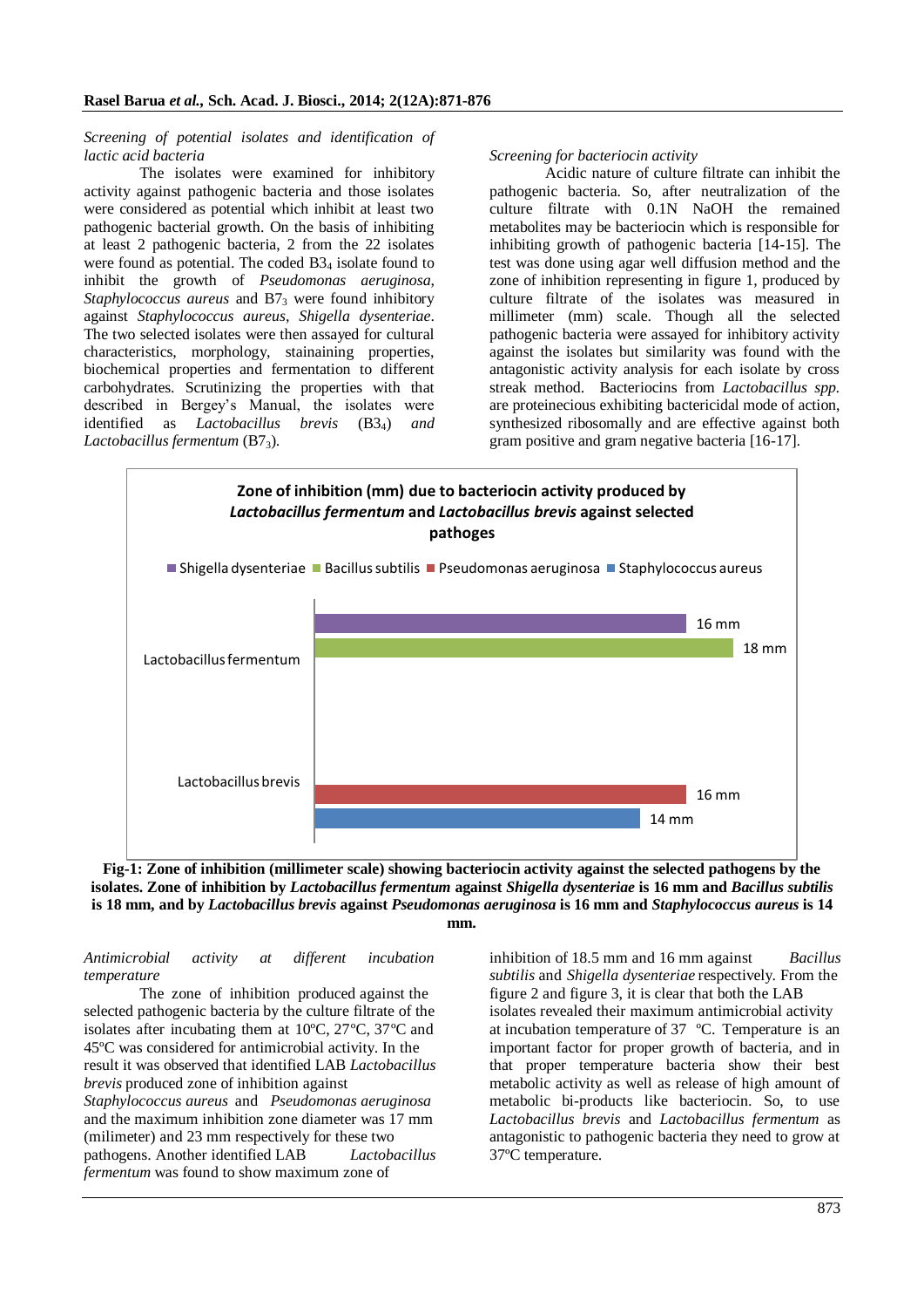*Screening of potential isolates and identification of lactic acid bacteria*

The isolates were examined for inhibitory activity against pathogenic bacteria and those isolates were considered as potential which inhibit at least two pathogenic bacterial growth. On the basis of inhibiting at least 2 pathogenic bacteria, 2 from the 22 isolates were found as potential. The coded $B3_4$ isolate found to inhibit the growth of *Pseudomonas aeruginosa, Staphylococcus aureus* and $B7_3$ were found inhibitory against *Staphylococcus aureus*, *Shigella dysenteriae*. The two selected isolates were then assayed for cultural characteristics, morphology, stainaining properties, biochemical properties and fermentation to different carbohydrates. Scrutinizing the properties with that described in Bergey's Manual, the isolates were identified as *Lactobacillus brevis* ($B3_4$) *and Lactobacillus fermentum* ($B7_3$).

*Screening for bacteriocin activity*

Acidic nature of culture filtrate can inhibit the pathogenic bacteria. So, after neutralization of the culture filtrate with 0.1N NaOH the remained metabolites may be bacteriocin which is responsible for inhibiting growth of pathogenic bacteria [14-15]. The test was done using agar well diffusion method and the zone of inhibition representing in figure 1, produced by culture filtrate of the isolates was measured in millimeter (mm) scale. Though all the selected pathogenic bacteria were assayed for inhibitory activity against the isolates but similarity was found with the antagonistic activity analysis for each isolate by cross streak method. Bacteriocins from *Lactobacillus spp.* are proteinecious exhibiting bactericidal mode of action, synthesized ribosomally and are effective against both gram positive and gram negative bacteria [16-17].

**Zone of inhibition (mm) due to bacteriocin activity produced by *Lactobacillus fermentum* and *Lactobacillus brevis* against selected pathoges**

| Isolate | Shigella dysenteriae | Bacillus subtilis | Pseudomonas aeruginosa | Staphylococcus aureus |
|---|---|---|---|---|
| Lactobacillus fermentum | 16 mm | 18 mm | | |
| Lactobacillus brevis | | | 16 mm | 14 mm |

**Fig-1: Zone of inhibition (millimeter scale) showing bacteriocin activity against the selected pathogens by the isolates. Zone of inhibition by *Lactobacillus fermentum* against *Shigella dysenteriae* is 16 mm and *Bacillus subtilis* is 18 mm, and by *Lactobacillus brevis* against *Pseudomonas aeruginosa* is 16 mm and *Staphylococcus aureus* is 14 mm.**

*Antimicrobial activity at different incubation temperature*

The zone of inhibition produced against the selected pathogenic bacteria by the culture filtrate of the isolates after incubating them at 10ºC, 27ºC, 37ºC and 45ºC was considered for antimicrobial activity. In the result it was observed that identified LAB *Lactobacillus brevis* produced zone of inhibition against *Staphylococcus aureus* and *Pseudomonas aeruginosa* and the maximum inhibition zone diameter was 17 mm (milimeter) and 23 mm respectively for these two pathogens. Another identified LAB *Lactobacillus fermentum* was found to show maximum zone of inhibition of 18.5 mm and 16 mm against *Bacillus subtilis* and *Shigella dysenteriae* respectively. From the figure 2 and figure 3, it is clear that both the LAB isolates revealed their maximum antimicrobial activity at incubation temperature of 37 ºC. Temperature is an important factor for proper growth of bacteria, and in that proper temperature bacteria show their best metabolic activity as well as release of high amount of metabolic bi-products like bacteriocin. So, to use *Lactobacillus brevis* and *Lactobacillus fermentum* as antagonistic to pathogenic bacteria they need to grow at 37ºC temperature.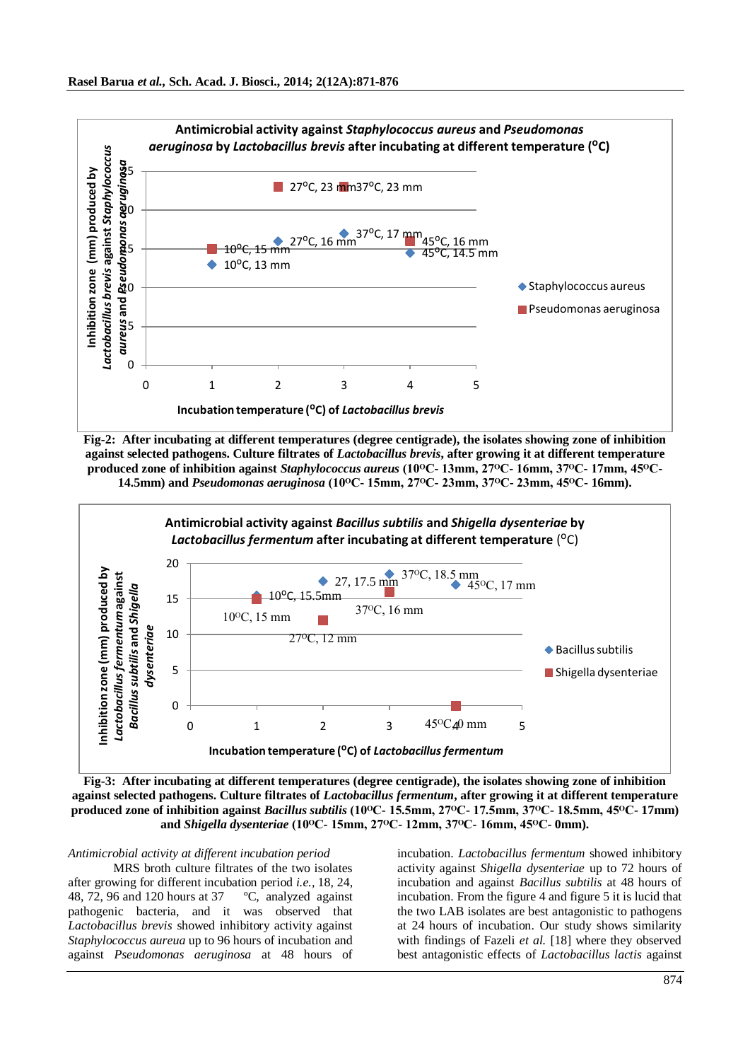**Fig-2: After incubating at different temperatures (degree centigrade), the isolates showing zone of inhibition against selected pathogens. Culture filtrates of *Lactobacillus brevis*, after growing it at different temperature produced zone of inhibition against *Staphylococcus aureus* (10°C- 13mm, 27°C- 16mm, 37°C- 17mm, 45°C- 14.5mm) and *Pseudomonas aeruginosa* (10°C- 15mm, 27°C- 23mm, 37°C- 23mm, 45°C- 16mm).**

**Fig-3: After incubating at different temperatures (degree centigrade), the isolates showing zone of inhibition against selected pathogens. Culture filtrates of *Lactobacillus fermentum*, after growing it at different temperature produced zone of inhibition against *Bacillus subtilis* (10°C- 15.5mm, 27°C- 17.5mm, 37°C- 18.5mm, 45°C- 17mm) and *Shigella dysenteriae* (10°C- 15mm, 27°C- 12mm, 37°C- 16mm, 45°C- 0mm).**

*Antimicrobial activity at different incubation period*

MRS broth culture filtrates of the two isolates after growing for different incubation period *i.e.*, 18, 24, 48, 72, 96 and 120 hours at 37 °C, analyzed against pathogenic bacteria, and it was observed that *Lactobacillus brevis* showed inhibitory activity against *Staphylococcus aureua* up to 96 hours of incubation and against *Pseudomonas aeruginosa* at 48 hours of incubation. *Lactobacillus fermentum* showed inhibitory activity against *Shigella dysenteriae* up to 72 hours of incubation and against *Bacillus subtilis* at 48 hours of incubation. From the figure 4 and figure 5 it is lucid that the two LAB isolates are best antagonistic to pathogens at 24 hours of incubation. Our study shows similarity with findings of Fazeli *et al.* [18] where they observed best antagonistic effects of *Lactobacillus lactis* against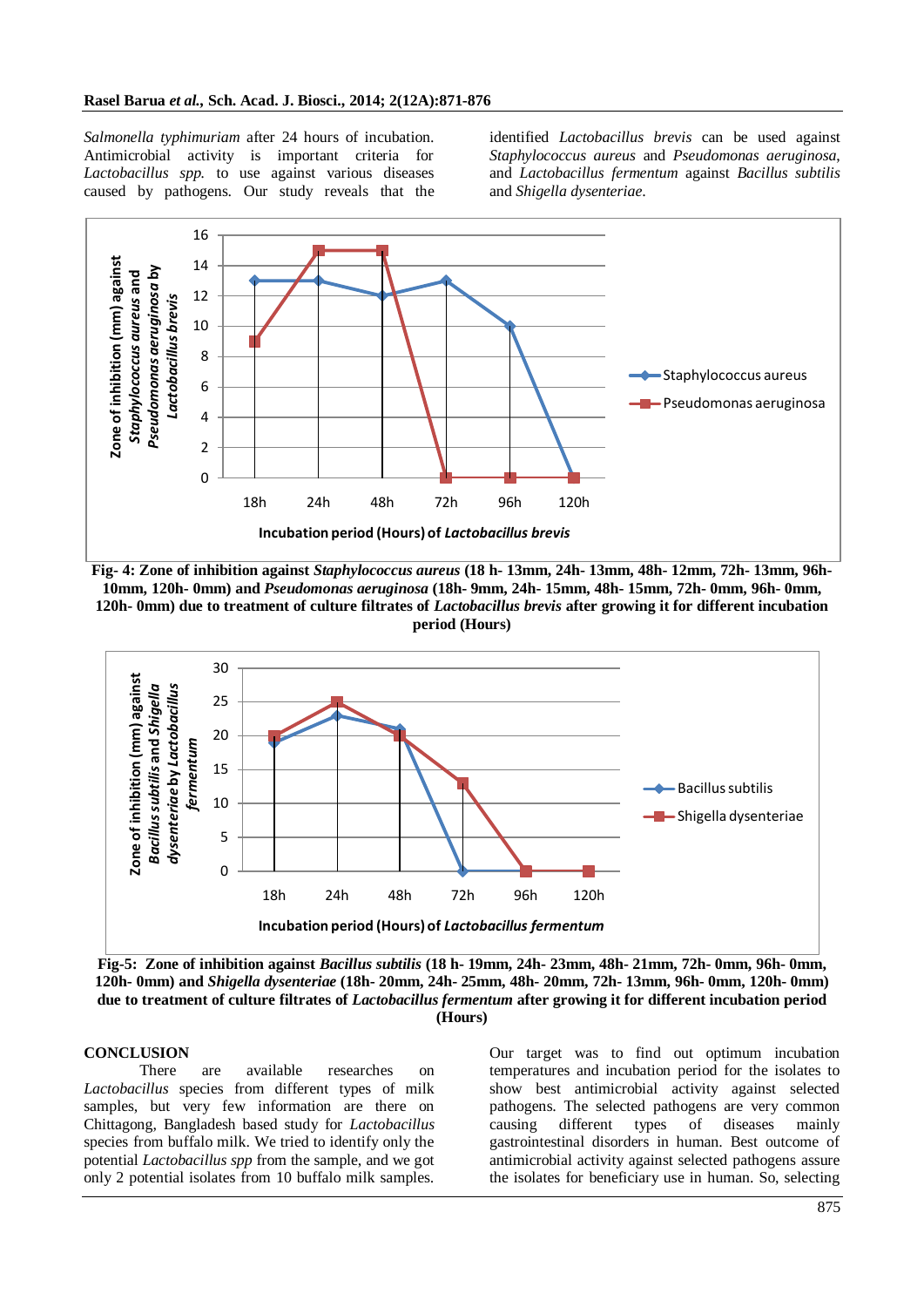*Salmonella typhimuriam* after 24 hours of incubation. Antimicrobial activity is important criteria for *Lactobacillus spp.* to use against various diseases caused by pathogens. Our study reveals that the identified *Lactobacillus brevis* can be used against *Staphylococcus aureus* and *Pseudomonas aeruginosa*, and *Lactobacillus fermentum* against *Bacillus subtilis* and *Shigella dysenteriae*.

**Fig- 4: Zone of inhibition against *Staphylococcus aureus* (18 h- 13mm, 24h- 13mm, 48h- 12mm, 72h- 13mm, 96h- 10mm, 120h- 0mm) and *Pseudomonas aeruginosa* (18h- 9mm, 24h- 15mm, 48h- 15mm, 72h- 0mm, 96h- 0mm, 120h- 0mm) due to treatment of culture filtrates of *Lactobacillus brevis* after growing it for different incubation period (Hours)**

**Fig-5: Zone of inhibition against *Bacillus subtilis* (18 h- 19mm, 24h- 23mm, 48h- 21mm, 72h- 0mm, 96h- 0mm, 120h- 0mm) and *Shigella dysenteriae* (18h- 20mm, 24h- 25mm, 48h- 20mm, 72h- 13mm, 96h- 0mm, 120h- 0mm) due to treatment of culture filtrates of *Lactobacillus fermentum* after growing it for different incubation period (Hours)**

## CONCLUSION

There are available researches on *Lactobacillus* species from different types of milk samples, but very few information are there on Chittagong, Bangladesh based study for *Lactobacillus* species from buffalo milk. We tried to identify only the potential *Lactobacillus spp* from the sample, and we got only 2 potential isolates from 10 buffalo milk samples. Our target was to find out optimum incubation temperatures and incubation period for the isolates to show best antimicrobial activity against selected pathogens. The selected pathogens are very common causing different types of diseases mainly gastrointestinal disorders in human. Best outcome of antimicrobial activity against selected pathogens assure the isolates for beneficiary use in human. So, selecting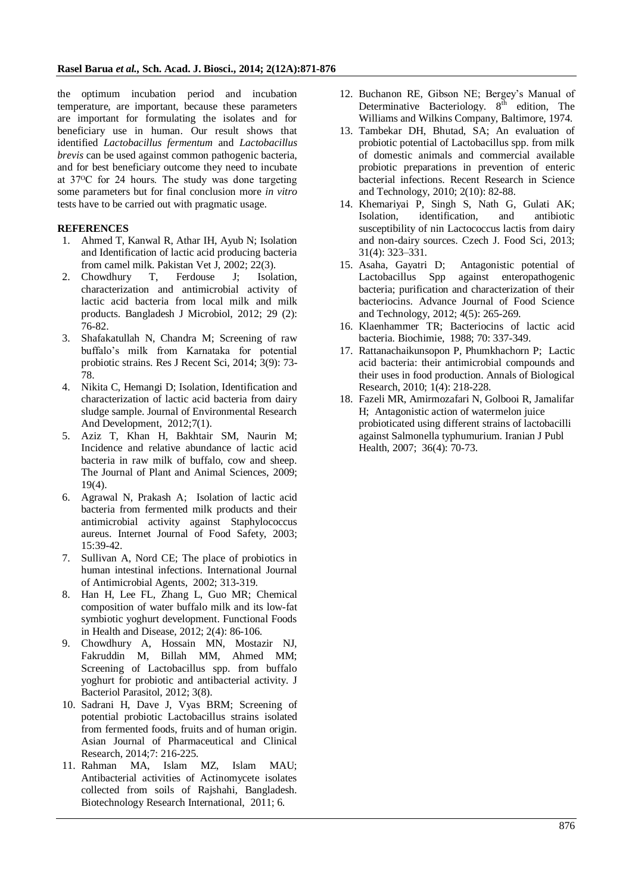the optimum incubation period and incubation temperature, are important, because these parameters are important for formulating the isolates and for beneficiary use in human. Our result shows that identified *Lactobacillus fermentum* and *Lactobacillus brevis* can be used against common pathogenic bacteria, and for best beneficiary outcome they need to incubate at 37ºC for 24 hours. The study was done targeting some parameters but for final conclusion more *in vitro* tests have to be carried out with pragmatic usage.

## REFERENCES

1. Ahmed T, Kanwal R, Athar IH, Ayub N; Isolation and Identification of lactic acid producing bacteria from camel milk. Pakistan Vet J, 2002; 22(3).
2. Chowdhury T, Ferdouse J; Isolation, characterization and antimicrobial activity of lactic acid bacteria from local milk and milk products. Bangladesh J Microbiol, 2012; 29 (2): 76-82.
3. Shafakatullah N, Chandra M; Screening of raw buffalo's milk from Karnataka for potential probiotic strains. Res J Recent Sci, 2014; 3(9): 73-78.
4. Nikita C, Hemangi D; Isolation, Identification and characterization of lactic acid bacteria from dairy sludge sample. Journal of Environmental Research And Development, 2012;7(1).
5. Aziz T, Khan H, Bakhtair SM, Naurin M; Incidence and relative abundance of lactic acid bacteria in raw milk of buffalo, cow and sheep. The Journal of Plant and Animal Sciences, 2009; 19(4).
6. Agrawal N, Prakash A; Isolation of lactic acid bacteria from fermented milk products and their antimicrobial activity against Staphylococcus aureus. Internet Journal of Food Safety, 2003; 15:39-42.
7. Sullivan A, Nord CE; The place of probiotics in human intestinal infections. International Journal of Antimicrobial Agents, 2002; 313-319.
8. Han H, Lee FL, Zhang L, Guo MR; Chemical composition of water buffalo milk and its low-fat symbiotic yoghurt development. Functional Foods in Health and Disease, 2012; 2(4): 86-106.
9. Chowdhury A, Hossain MN, Mostazir NJ, Fakruddin M, Billah MM, Ahmed MM; Screening of Lactobacillus spp. from buffalo yoghurt for probiotic and antibacterial activity. J Bacteriol Parasitol, 2012; 3(8).
10. Sadrani H, Dave J, Vyas BRM; Screening of potential probiotic Lactobacillus strains isolated from fermented foods, fruits and of human origin. Asian Journal of Pharmaceutical and Clinical Research, 2014;7: 216-225.
11. Rahman MA, Islam MZ, Islam MAU; Antibacterial activities of Actinomycete isolates collected from soils of Rajshahi, Bangladesh. Biotechnology Research International, 2011; 6.
12. Buchanon RE, Gibson NE; Bergey's Manual of Determinative Bacteriology. 8th edition, The Williams and Wilkins Company, Baltimore, 1974.
13. Tambekar DH, Bhutad, SA; An evaluation of probiotic potential of Lactobacillus spp. from milk of domestic animals and commercial available probiotic preparations in prevention of enteric bacterial infections. Recent Research in Science and Technology, 2010; 2(10): 82-88.
14. Khemariyai P, Singh S, Nath G, Gulati AK; Isolation, identification, and antibiotic susceptibility of nin Lactococcus lactis from dairy and non-dairy sources. Czech J. Food Sci, 2013; 31(4): 323–331.
15. Asaha, Gayatri D; Antagonistic potential of Lactobacillus Spp against enteropathogenic bacteria; purification and characterization of their bacteriocins. Advance Journal of Food Science and Technology, 2012; 4(5): 265-269.
16. Klaenhammer TR; Bacteriocins of lactic acid bacteria. Biochimie, 1988; 70: 337-349.
17. Rattanachaikunsopon P, Phumkhachorn P; Lactic acid bacteria: their antimicrobial compounds and their uses in food production. Annals of Biological Research, 2010; 1(4): 218-228.
18. Fazeli MR, Amirmozafari N, Golbooi R, Jamalifar H; Antagonistic action of watermelon juice probioticated using different strains of lactobacilli against Salmonella typhumurium. Iranian J Publ Health, 2007; 36(4): 70-73.